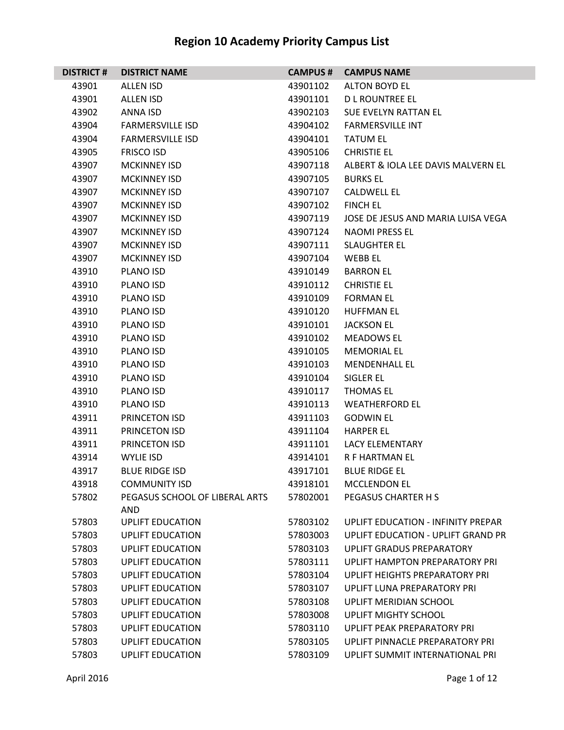# Region 10 Academy Priority Campus List

| DISTRICT # | DISTRICT NAME | CAMPUS # | CAMPUS NAME |
|---|---|---|---|
| 43901 | ALLEN ISD | 43901102 | ALTON BOYD EL |
| 43901 | ALLEN ISD | 43901101 | D L ROUNTREE EL |
| 43902 | ANNA ISD | 43902103 | SUE EVELYN RATTAN EL |
| 43904 | FARMERSVILLE ISD | 43904102 | FARMERSVILLE INT |
| 43904 | FARMERSVILLE ISD | 43904101 | TATUM EL |
| 43905 | FRISCO ISD | 43905106 | CHRISTIE EL |
| 43907 | MCKINNEY ISD | 43907118 | ALBERT & IOLA LEE DAVIS MALVERN EL |
| 43907 | MCKINNEY ISD | 43907105 | BURKS EL |
| 43907 | MCKINNEY ISD | 43907107 | CALDWELL EL |
| 43907 | MCKINNEY ISD | 43907102 | FINCH EL |
| 43907 | MCKINNEY ISD | 43907119 | JOSE DE JESUS AND MARIA LUISA VEGA |
| 43907 | MCKINNEY ISD | 43907124 | NAOMI PRESS EL |
| 43907 | MCKINNEY ISD | 43907111 | SLAUGHTER EL |
| 43907 | MCKINNEY ISD | 43907104 | WEBB EL |
| 43910 | PLANO ISD | 43910149 | BARRON EL |
| 43910 | PLANO ISD | 43910112 | CHRISTIE EL |
| 43910 | PLANO ISD | 43910109 | FORMAN EL |
| 43910 | PLANO ISD | 43910120 | HUFFMAN EL |
| 43910 | PLANO ISD | 43910101 | JACKSON EL |
| 43910 | PLANO ISD | 43910102 | MEADOWS EL |
| 43910 | PLANO ISD | 43910105 | MEMORIAL EL |
| 43910 | PLANO ISD | 43910103 | MENDENHALL EL |
| 43910 | PLANO ISD | 43910104 | SIGLER EL |
| 43910 | PLANO ISD | 43910117 | THOMAS EL |
| 43910 | PLANO ISD | 43910113 | WEATHERFORD EL |
| 43911 | PRINCETON ISD | 43911103 | GODWIN EL |
| 43911 | PRINCETON ISD | 43911104 | HARPER EL |
| 43911 | PRINCETON ISD | 43911101 | LACY ELEMENTARY |
| 43914 | WYLIE ISD | 43914101 | R F HARTMAN EL |
| 43917 | BLUE RIDGE ISD | 43917101 | BLUE RIDGE EL |
| 43918 | COMMUNITY ISD | 43918101 | MCCLENDON EL |
| 57802 | PEGASUS SCHOOL OF LIBERAL ARTS AND | 57802001 | PEGASUS CHARTER H S |
| 57803 | UPLIFT EDUCATION | 57803102 | UPLIFT EDUCATION - INFINITY PREPAR |
| 57803 | UPLIFT EDUCATION | 57803003 | UPLIFT EDUCATION - UPLIFT GRAND PR |
| 57803 | UPLIFT EDUCATION | 57803103 | UPLIFT GRADUS PREPARATORY |
| 57803 | UPLIFT EDUCATION | 57803111 | UPLIFT HAMPTON PREPARATORY PRI |
| 57803 | UPLIFT EDUCATION | 57803104 | UPLIFT HEIGHTS PREPARATORY PRI |
| 57803 | UPLIFT EDUCATION | 57803107 | UPLIFT LUNA PREPARATORY PRI |
| 57803 | UPLIFT EDUCATION | 57803108 | UPLIFT MERIDIAN SCHOOL |
| 57803 | UPLIFT EDUCATION | 57803008 | UPLIFT MIGHTY SCHOOL |
| 57803 | UPLIFT EDUCATION | 57803110 | UPLIFT PEAK PREPARATORY PRI |
| 57803 | UPLIFT EDUCATION | 57803105 | UPLIFT PINNACLE PREPARATORY PRI |
| 57803 | UPLIFT EDUCATION | 57803109 | UPLIFT SUMMIT INTERNATIONAL PRI |

April 2016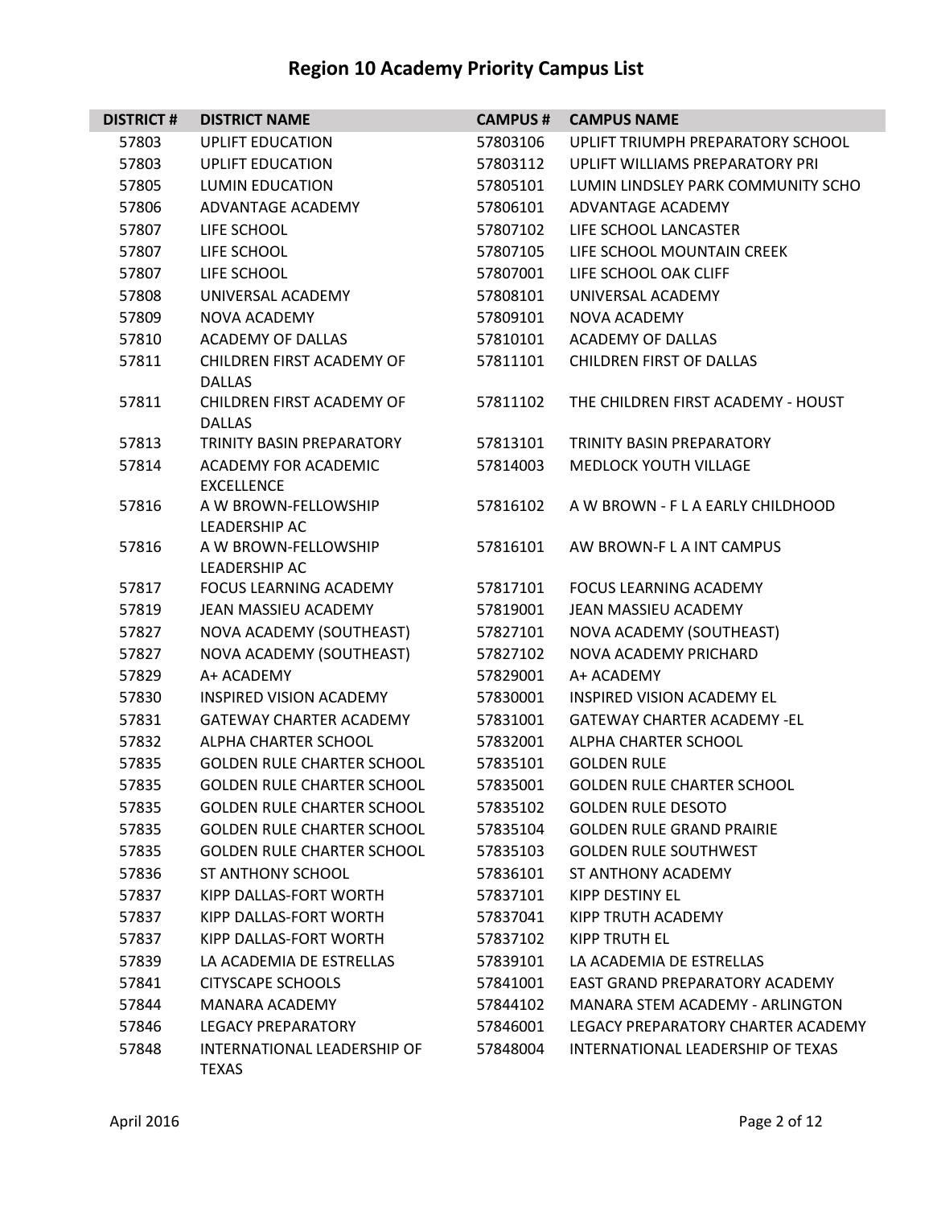# Region 10 Academy Priority Campus List

| DISTRICT # | DISTRICT NAME | CAMPUS # | CAMPUS NAME |
|---|---|---|---|
| 57803 | UPLIFT EDUCATION | 57803106 | UPLIFT TRIUMPH PREPARATORY SCHOOL |
| 57803 | UPLIFT EDUCATION | 57803112 | UPLIFT WILLIAMS PREPARATORY PRI |
| 57805 | LUMIN EDUCATION | 57805101 | LUMIN LINDSLEY PARK COMMUNITY SCHO |
| 57806 | ADVANTAGE ACADEMY | 57806101 | ADVANTAGE ACADEMY |
| 57807 | LIFE SCHOOL | 57807102 | LIFE SCHOOL LANCASTER |
| 57807 | LIFE SCHOOL | 57807105 | LIFE SCHOOL MOUNTAIN CREEK |
| 57807 | LIFE SCHOOL | 57807001 | LIFE SCHOOL OAK CLIFF |
| 57808 | UNIVERSAL ACADEMY | 57808101 | UNIVERSAL ACADEMY |
| 57809 | NOVA ACADEMY | 57809101 | NOVA ACADEMY |
| 57810 | ACADEMY OF DALLAS | 57810101 | ACADEMY OF DALLAS |
| 57811 | CHILDREN FIRST ACADEMY OF DALLAS | 57811101 | CHILDREN FIRST OF DALLAS |
| 57811 | CHILDREN FIRST ACADEMY OF DALLAS | 57811102 | THE CHILDREN FIRST ACADEMY - HOUST |
| 57813 | TRINITY BASIN PREPARATORY | 57813101 | TRINITY BASIN PREPARATORY |
| 57814 | ACADEMY FOR ACADEMIC EXCELLENCE | 57814003 | MEDLOCK YOUTH VILLAGE |
| 57816 | A W BROWN-FELLOWSHIP LEADERSHIP AC | 57816102 | A W BROWN - F L A EARLY CHILDHOOD |
| 57816 | A W BROWN-FELLOWSHIP LEADERSHIP AC | 57816101 | AW BROWN-F L A INT CAMPUS |
| 57817 | FOCUS LEARNING ACADEMY | 57817101 | FOCUS LEARNING ACADEMY |
| 57819 | JEAN MASSIEU ACADEMY | 57819001 | JEAN MASSIEU ACADEMY |
| 57827 | NOVA ACADEMY (SOUTHEAST) | 57827101 | NOVA ACADEMY (SOUTHEAST) |
| 57827 | NOVA ACADEMY (SOUTHEAST) | 57827102 | NOVA ACADEMY PRICHARD |
| 57829 | A+ ACADEMY | 57829001 | A+ ACADEMY |
| 57830 | INSPIRED VISION ACADEMY | 57830001 | INSPIRED VISION ACADEMY EL |
| 57831 | GATEWAY CHARTER ACADEMY | 57831001 | GATEWAY CHARTER ACADEMY -EL |
| 57832 | ALPHA CHARTER SCHOOL | 57832001 | ALPHA CHARTER SCHOOL |
| 57835 | GOLDEN RULE CHARTER SCHOOL | 57835101 | GOLDEN RULE |
| 57835 | GOLDEN RULE CHARTER SCHOOL | 57835001 | GOLDEN RULE CHARTER SCHOOL |
| 57835 | GOLDEN RULE CHARTER SCHOOL | 57835102 | GOLDEN RULE DESOTO |
| 57835 | GOLDEN RULE CHARTER SCHOOL | 57835104 | GOLDEN RULE GRAND PRAIRIE |
| 57835 | GOLDEN RULE CHARTER SCHOOL | 57835103 | GOLDEN RULE SOUTHWEST |
| 57836 | ST ANTHONY SCHOOL | 57836101 | ST ANTHONY ACADEMY |
| 57837 | KIPP DALLAS-FORT WORTH | 57837101 | KIPP DESTINY EL |
| 57837 | KIPP DALLAS-FORT WORTH | 57837041 | KIPP TRUTH ACADEMY |
| 57837 | KIPP DALLAS-FORT WORTH | 57837102 | KIPP TRUTH EL |
| 57839 | LA ACADEMIA DE ESTRELLAS | 57839101 | LA ACADEMIA DE ESTRELLAS |
| 57841 | CITYSCAPE SCHOOLS | 57841001 | EAST GRAND PREPARATORY ACADEMY |
| 57844 | MANARA ACADEMY | 57844102 | MANARA STEM ACADEMY - ARLINGTON |
| 57846 | LEGACY PREPARATORY | 57846001 | LEGACY PREPARATORY CHARTER ACADEMY |
| 57848 | INTERNATIONAL LEADERSHIP OF TEXAS | 57848004 | INTERNATIONAL LEADERSHIP OF TEXAS |

April 2016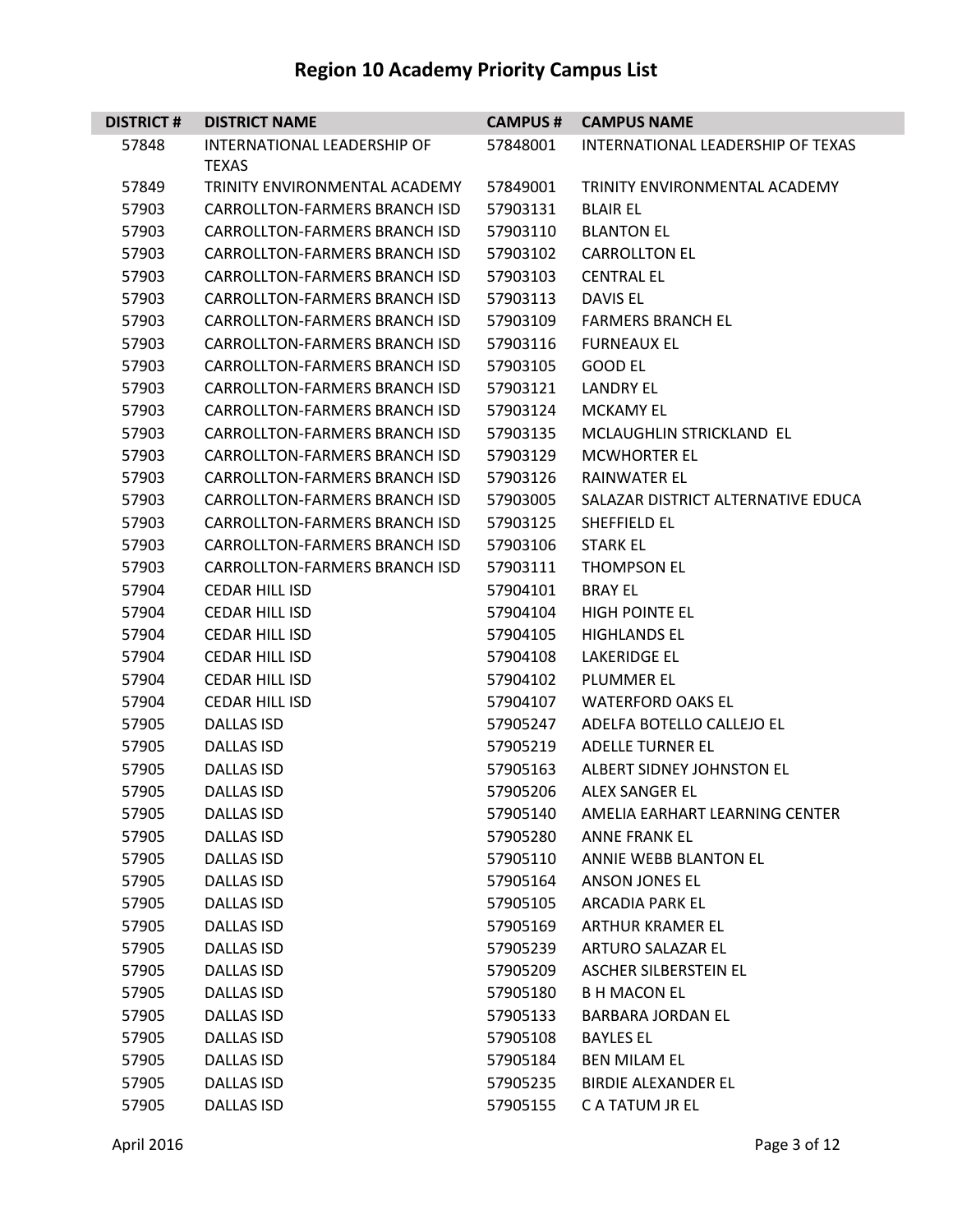# Region 10 Academy Priority Campus List

| DISTRICT # | DISTRICT NAME | CAMPUS # | CAMPUS NAME |
|---|---|---|---|
| 57848 | INTERNATIONAL LEADERSHIP OF TEXAS | 57848001 | INTERNATIONAL LEADERSHIP OF TEXAS |
| 57849 | TRINITY ENVIRONMENTAL ACADEMY | 57849001 | TRINITY ENVIRONMENTAL ACADEMY |
| 57903 | CARROLLTON-FARMERS BRANCH ISD | 57903131 | BLAIR EL |
| 57903 | CARROLLTON-FARMERS BRANCH ISD | 57903110 | BLANTON EL |
| 57903 | CARROLLTON-FARMERS BRANCH ISD | 57903102 | CARROLLTON EL |
| 57903 | CARROLLTON-FARMERS BRANCH ISD | 57903103 | CENTRAL EL |
| 57903 | CARROLLTON-FARMERS BRANCH ISD | 57903113 | DAVIS EL |
| 57903 | CARROLLTON-FARMERS BRANCH ISD | 57903109 | FARMERS BRANCH EL |
| 57903 | CARROLLTON-FARMERS BRANCH ISD | 57903116 | FURNEAUX EL |
| 57903 | CARROLLTON-FARMERS BRANCH ISD | 57903105 | GOOD EL |
| 57903 | CARROLLTON-FARMERS BRANCH ISD | 57903121 | LANDRY EL |
| 57903 | CARROLLTON-FARMERS BRANCH ISD | 57903124 | MCKAMY EL |
| 57903 | CARROLLTON-FARMERS BRANCH ISD | 57903135 | MCLAUGHLIN STRICKLAND EL |
| 57903 | CARROLLTON-FARMERS BRANCH ISD | 57903129 | MCWHORTER EL |
| 57903 | CARROLLTON-FARMERS BRANCH ISD | 57903126 | RAINWATER EL |
| 57903 | CARROLLTON-FARMERS BRANCH ISD | 57903005 | SALAZAR DISTRICT ALTERNATIVE EDUCA |
| 57903 | CARROLLTON-FARMERS BRANCH ISD | 57903125 | SHEFFIELD EL |
| 57903 | CARROLLTON-FARMERS BRANCH ISD | 57903106 | STARK EL |
| 57903 | CARROLLTON-FARMERS BRANCH ISD | 57903111 | THOMPSON EL |
| 57904 | CEDAR HILL ISD | 57904101 | BRAY EL |
| 57904 | CEDAR HILL ISD | 57904104 | HIGH POINTE EL |
| 57904 | CEDAR HILL ISD | 57904105 | HIGHLANDS EL |
| 57904 | CEDAR HILL ISD | 57904108 | LAKERIDGE EL |
| 57904 | CEDAR HILL ISD | 57904102 | PLUMMER EL |
| 57904 | CEDAR HILL ISD | 57904107 | WATERFORD OAKS EL |
| 57905 | DALLAS ISD | 57905247 | ADELFA BOTELLO CALLEJO EL |
| 57905 | DALLAS ISD | 57905219 | ADELLE TURNER EL |
| 57905 | DALLAS ISD | 57905163 | ALBERT SIDNEY JOHNSTON EL |
| 57905 | DALLAS ISD | 57905206 | ALEX SANGER EL |
| 57905 | DALLAS ISD | 57905140 | AMELIA EARHART LEARNING CENTER |
| 57905 | DALLAS ISD | 57905280 | ANNE FRANK EL |
| 57905 | DALLAS ISD | 57905110 | ANNIE WEBB BLANTON EL |
| 57905 | DALLAS ISD | 57905164 | ANSON JONES EL |
| 57905 | DALLAS ISD | 57905105 | ARCADIA PARK EL |
| 57905 | DALLAS ISD | 57905169 | ARTHUR KRAMER EL |
| 57905 | DALLAS ISD | 57905239 | ARTURO SALAZAR EL |
| 57905 | DALLAS ISD | 57905209 | ASCHER SILBERSTEIN EL |
| 57905 | DALLAS ISD | 57905180 | B H MACON EL |
| 57905 | DALLAS ISD | 57905133 | BARBARA JORDAN EL |
| 57905 | DALLAS ISD | 57905108 | BAYLES EL |
| 57905 | DALLAS ISD | 57905184 | BEN MILAM EL |
| 57905 | DALLAS ISD | 57905235 | BIRDIE ALEXANDER EL |
| 57905 | DALLAS ISD | 57905155 | C A TATUM JR EL |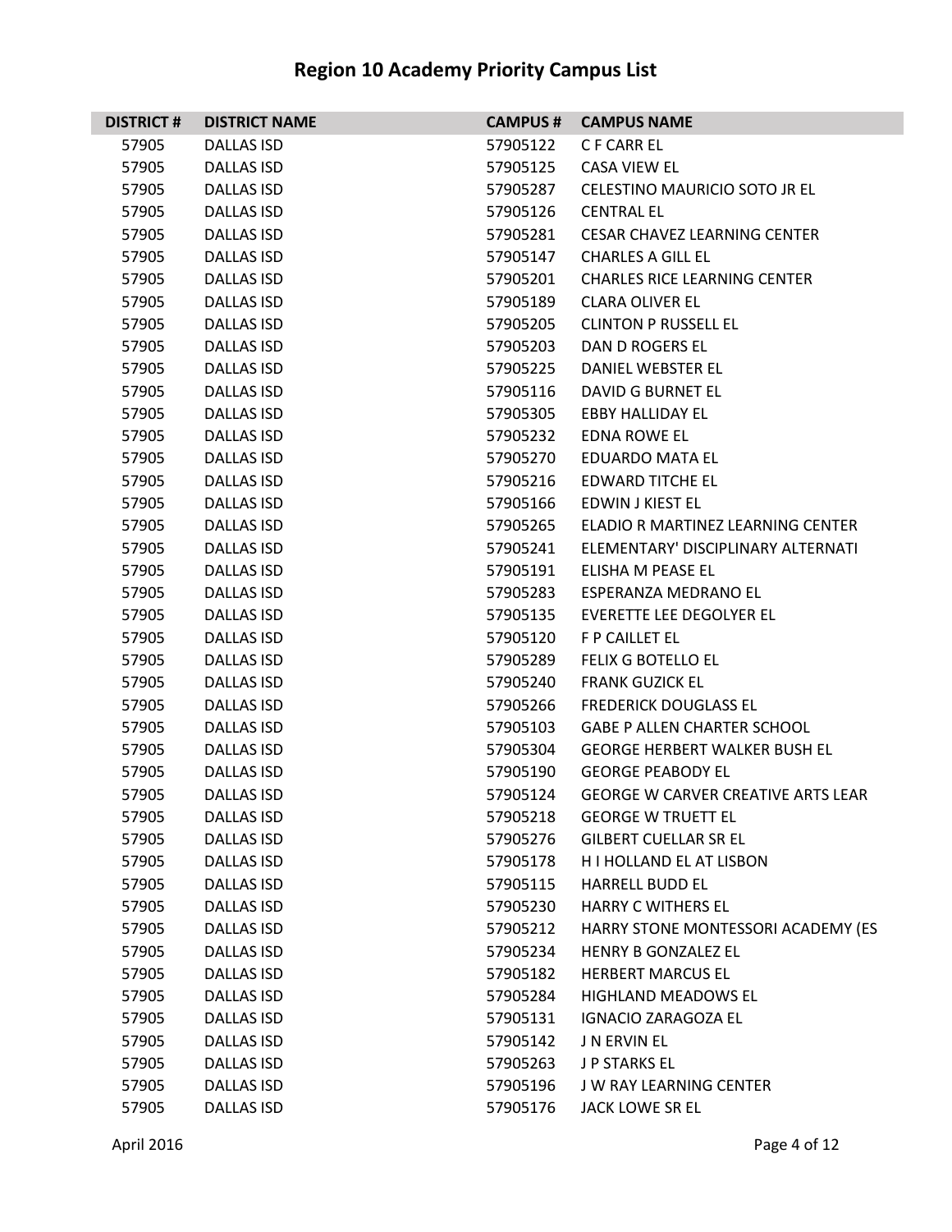# Region 10 Academy Priority Campus List

| DISTRICT # | DISTRICT NAME | CAMPUS # | CAMPUS NAME |
|---|---|---|---|
| 57905 | DALLAS ISD | 57905122 | C F CARR EL |
| 57905 | DALLAS ISD | 57905125 | CASA VIEW EL |
| 57905 | DALLAS ISD | 57905287 | CELESTINO MAURICIO SOTO JR EL |
| 57905 | DALLAS ISD | 57905126 | CENTRAL EL |
| 57905 | DALLAS ISD | 57905281 | CESAR CHAVEZ LEARNING CENTER |
| 57905 | DALLAS ISD | 57905147 | CHARLES A GILL EL |
| 57905 | DALLAS ISD | 57905201 | CHARLES RICE LEARNING CENTER |
| 57905 | DALLAS ISD | 57905189 | CLARA OLIVER EL |
| 57905 | DALLAS ISD | 57905205 | CLINTON P RUSSELL EL |
| 57905 | DALLAS ISD | 57905203 | DAN D ROGERS EL |
| 57905 | DALLAS ISD | 57905225 | DANIEL WEBSTER EL |
| 57905 | DALLAS ISD | 57905116 | DAVID G BURNET EL |
| 57905 | DALLAS ISD | 57905305 | EBBY HALLIDAY EL |
| 57905 | DALLAS ISD | 57905232 | EDNA ROWE EL |
| 57905 | DALLAS ISD | 57905270 | EDUARDO MATA EL |
| 57905 | DALLAS ISD | 57905216 | EDWARD TITCHE EL |
| 57905 | DALLAS ISD | 57905166 | EDWIN J KIEST EL |
| 57905 | DALLAS ISD | 57905265 | ELADIO R MARTINEZ LEARNING CENTER |
| 57905 | DALLAS ISD | 57905241 | ELEMENTARY' DISCIPLINARY ALTERNATI |
| 57905 | DALLAS ISD | 57905191 | ELISHA M PEASE EL |
| 57905 | DALLAS ISD | 57905283 | ESPERANZA MEDRANO EL |
| 57905 | DALLAS ISD | 57905135 | EVERETTE LEE DEGOLYER EL |
| 57905 | DALLAS ISD | 57905120 | F P CAILLET EL |
| 57905 | DALLAS ISD | 57905289 | FELIX G BOTELLO EL |
| 57905 | DALLAS ISD | 57905240 | FRANK GUZICK EL |
| 57905 | DALLAS ISD | 57905266 | FREDERICK DOUGLASS EL |
| 57905 | DALLAS ISD | 57905103 | GABE P ALLEN CHARTER SCHOOL |
| 57905 | DALLAS ISD | 57905304 | GEORGE HERBERT WALKER BUSH EL |
| 57905 | DALLAS ISD | 57905190 | GEORGE PEABODY EL |
| 57905 | DALLAS ISD | 57905124 | GEORGE W CARVER CREATIVE ARTS LEAR |
| 57905 | DALLAS ISD | 57905218 | GEORGE W TRUETT EL |
| 57905 | DALLAS ISD | 57905276 | GILBERT CUELLAR SR EL |
| 57905 | DALLAS ISD | 57905178 | H I HOLLAND EL AT LISBON |
| 57905 | DALLAS ISD | 57905115 | HARRELL BUDD EL |
| 57905 | DALLAS ISD | 57905230 | HARRY C WITHERS EL |
| 57905 | DALLAS ISD | 57905212 | HARRY STONE MONTESSORI ACADEMY (ES |
| 57905 | DALLAS ISD | 57905234 | HENRY B GONZALEZ EL |
| 57905 | DALLAS ISD | 57905182 | HERBERT MARCUS EL |
| 57905 | DALLAS ISD | 57905284 | HIGHLAND MEADOWS EL |
| 57905 | DALLAS ISD | 57905131 | IGNACIO ZARAGOZA EL |
| 57905 | DALLAS ISD | 57905142 | J N ERVIN EL |
| 57905 | DALLAS ISD | 57905263 | J P STARKS EL |
| 57905 | DALLAS ISD | 57905196 | J W RAY LEARNING CENTER |
| 57905 | DALLAS ISD | 57905176 | JACK LOWE SR EL |

April 2016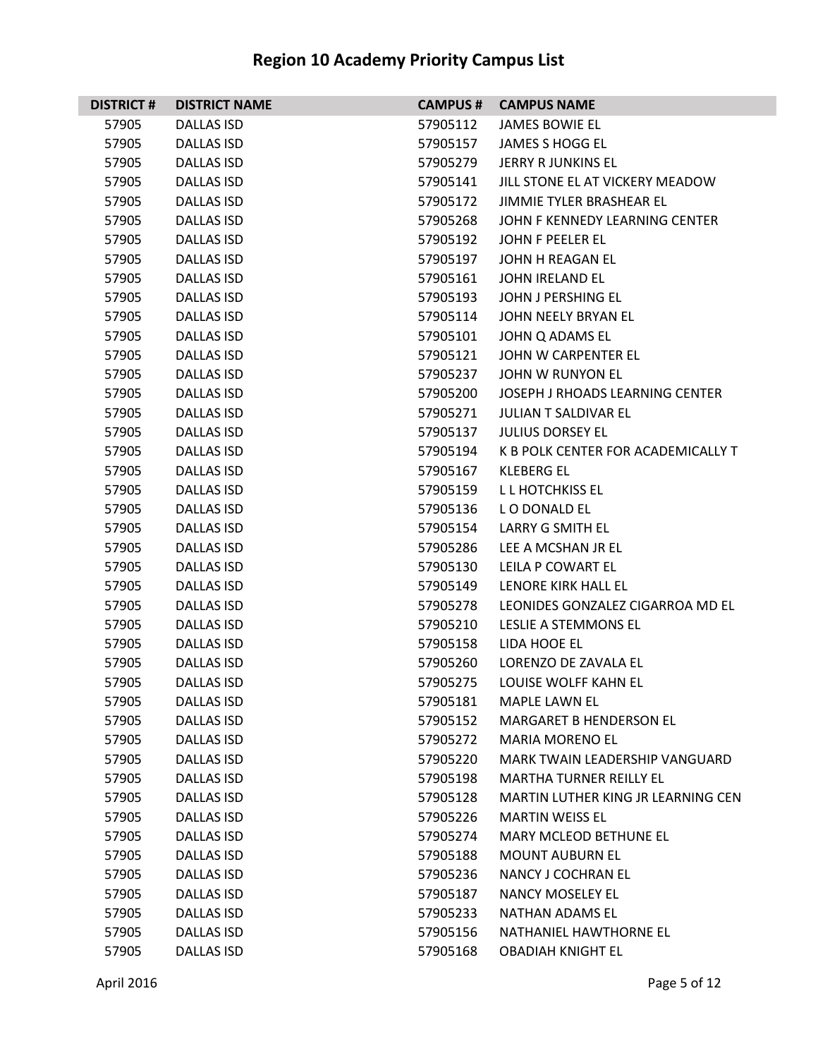# Region 10 Academy Priority Campus List

| DISTRICT # | DISTRICT NAME | CAMPUS # | CAMPUS NAME |
|---|---|---|---|
| 57905 | DALLAS ISD | 57905112 | JAMES BOWIE EL |
| 57905 | DALLAS ISD | 57905157 | JAMES S HOGG EL |
| 57905 | DALLAS ISD | 57905279 | JERRY R JUNKINS EL |
| 57905 | DALLAS ISD | 57905141 | JILL STONE EL AT VICKERY MEADOW |
| 57905 | DALLAS ISD | 57905172 | JIMMIE TYLER BRASHEAR EL |
| 57905 | DALLAS ISD | 57905268 | JOHN F KENNEDY LEARNING CENTER |
| 57905 | DALLAS ISD | 57905192 | JOHN F PEELER EL |
| 57905 | DALLAS ISD | 57905197 | JOHN H REAGAN EL |
| 57905 | DALLAS ISD | 57905161 | JOHN IRELAND EL |
| 57905 | DALLAS ISD | 57905193 | JOHN J PERSHING EL |
| 57905 | DALLAS ISD | 57905114 | JOHN NEELY BRYAN EL |
| 57905 | DALLAS ISD | 57905101 | JOHN Q ADAMS EL |
| 57905 | DALLAS ISD | 57905121 | JOHN W CARPENTER EL |
| 57905 | DALLAS ISD | 57905237 | JOHN W RUNYON EL |
| 57905 | DALLAS ISD | 57905200 | JOSEPH J RHOADS LEARNING CENTER |
| 57905 | DALLAS ISD | 57905271 | JULIAN T SALDIVAR EL |
| 57905 | DALLAS ISD | 57905137 | JULIUS DORSEY EL |
| 57905 | DALLAS ISD | 57905194 | K B POLK CENTER FOR ACADEMICALLY T |
| 57905 | DALLAS ISD | 57905167 | KLEBERG EL |
| 57905 | DALLAS ISD | 57905159 | L L HOTCHKISS EL |
| 57905 | DALLAS ISD | 57905136 | L O DONALD EL |
| 57905 | DALLAS ISD | 57905154 | LARRY G SMITH EL |
| 57905 | DALLAS ISD | 57905286 | LEE A MCSHAN JR EL |
| 57905 | DALLAS ISD | 57905130 | LEILA P COWART EL |
| 57905 | DALLAS ISD | 57905149 | LENORE KIRK HALL EL |
| 57905 | DALLAS ISD | 57905278 | LEONIDES GONZALEZ CIGARROA MD EL |
| 57905 | DALLAS ISD | 57905210 | LESLIE A STEMMONS EL |
| 57905 | DALLAS ISD | 57905158 | LIDA HOOE EL |
| 57905 | DALLAS ISD | 57905260 | LORENZO DE ZAVALA EL |
| 57905 | DALLAS ISD | 57905275 | LOUISE WOLFF KAHN EL |
| 57905 | DALLAS ISD | 57905181 | MAPLE LAWN EL |
| 57905 | DALLAS ISD | 57905152 | MARGARET B HENDERSON EL |
| 57905 | DALLAS ISD | 57905272 | MARIA MORENO EL |
| 57905 | DALLAS ISD | 57905220 | MARK TWAIN LEADERSHIP VANGUARD |
| 57905 | DALLAS ISD | 57905198 | MARTHA TURNER REILLY EL |
| 57905 | DALLAS ISD | 57905128 | MARTIN LUTHER KING JR LEARNING CEN |
| 57905 | DALLAS ISD | 57905226 | MARTIN WEISS EL |
| 57905 | DALLAS ISD | 57905274 | MARY MCLEOD BETHUNE EL |
| 57905 | DALLAS ISD | 57905188 | MOUNT AUBURN EL |
| 57905 | DALLAS ISD | 57905236 | NANCY J COCHRAN EL |
| 57905 | DALLAS ISD | 57905187 | NANCY MOSELEY EL |
| 57905 | DALLAS ISD | 57905233 | NATHAN ADAMS EL |
| 57905 | DALLAS ISD | 57905156 | NATHANIEL HAWTHORNE EL |
| 57905 | DALLAS ISD | 57905168 | OBADIAH KNIGHT EL |

April 2016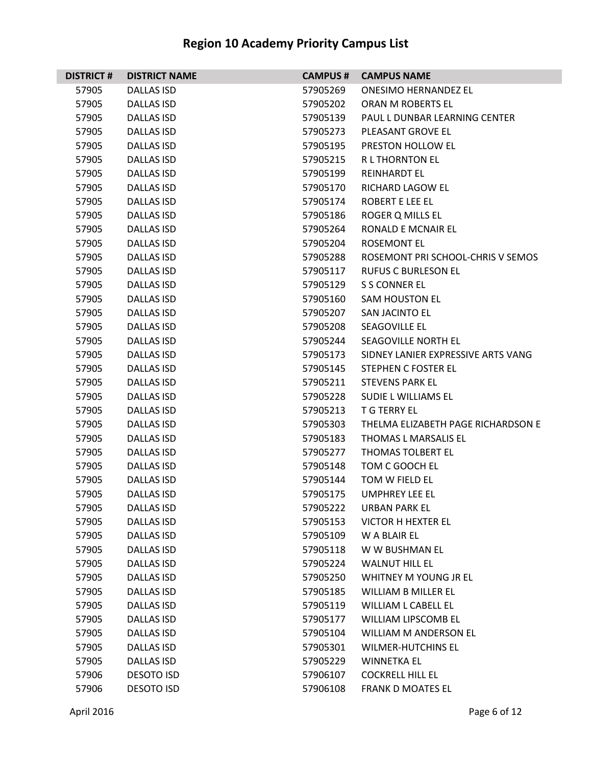# Region 10 Academy Priority Campus List

| DISTRICT # | DISTRICT NAME | CAMPUS # | CAMPUS NAME |
|---|---|---|---|
| 57905 | DALLAS ISD | 57905269 | ONESIMO HERNANDEZ EL |
| 57905 | DALLAS ISD | 57905202 | ORAN M ROBERTS EL |
| 57905 | DALLAS ISD | 57905139 | PAUL L DUNBAR LEARNING CENTER |
| 57905 | DALLAS ISD | 57905273 | PLEASANT GROVE EL |
| 57905 | DALLAS ISD | 57905195 | PRESTON HOLLOW EL |
| 57905 | DALLAS ISD | 57905215 | R L THORNTON EL |
| 57905 | DALLAS ISD | 57905199 | REINHARDT EL |
| 57905 | DALLAS ISD | 57905170 | RICHARD LAGOW EL |
| 57905 | DALLAS ISD | 57905174 | ROBERT E LEE EL |
| 57905 | DALLAS ISD | 57905186 | ROGER Q MILLS EL |
| 57905 | DALLAS ISD | 57905264 | RONALD E MCNAIR EL |
| 57905 | DALLAS ISD | 57905204 | ROSEMONT EL |
| 57905 | DALLAS ISD | 57905288 | ROSEMONT PRI SCHOOL-CHRIS V SEMOS |
| 57905 | DALLAS ISD | 57905117 | RUFUS C BURLESON EL |
| 57905 | DALLAS ISD | 57905129 | S S CONNER EL |
| 57905 | DALLAS ISD | 57905160 | SAM HOUSTON EL |
| 57905 | DALLAS ISD | 57905207 | SAN JACINTO EL |
| 57905 | DALLAS ISD | 57905208 | SEAGOVILLE EL |
| 57905 | DALLAS ISD | 57905244 | SEAGOVILLE NORTH EL |
| 57905 | DALLAS ISD | 57905173 | SIDNEY LANIER EXPRESSIVE ARTS VANG |
| 57905 | DALLAS ISD | 57905145 | STEPHEN C FOSTER EL |
| 57905 | DALLAS ISD | 57905211 | STEVENS PARK EL |
| 57905 | DALLAS ISD | 57905228 | SUDIE L WILLIAMS EL |
| 57905 | DALLAS ISD | 57905213 | T G TERRY EL |
| 57905 | DALLAS ISD | 57905303 | THELMA ELIZABETH PAGE RICHARDSON E |
| 57905 | DALLAS ISD | 57905183 | THOMAS L MARSALIS EL |
| 57905 | DALLAS ISD | 57905277 | THOMAS TOLBERT EL |
| 57905 | DALLAS ISD | 57905148 | TOM C GOOCH EL |
| 57905 | DALLAS ISD | 57905144 | TOM W FIELD EL |
| 57905 | DALLAS ISD | 57905175 | UMPHREY LEE EL |
| 57905 | DALLAS ISD | 57905222 | URBAN PARK EL |
| 57905 | DALLAS ISD | 57905153 | VICTOR H HEXTER EL |
| 57905 | DALLAS ISD | 57905109 | W A BLAIR EL |
| 57905 | DALLAS ISD | 57905118 | W W BUSHMAN EL |
| 57905 | DALLAS ISD | 57905224 | WALNUT HILL EL |
| 57905 | DALLAS ISD | 57905250 | WHITNEY M YOUNG JR EL |
| 57905 | DALLAS ISD | 57905185 | WILLIAM B MILLER EL |
| 57905 | DALLAS ISD | 57905119 | WILLIAM L CABELL EL |
| 57905 | DALLAS ISD | 57905177 | WILLIAM LIPSCOMB EL |
| 57905 | DALLAS ISD | 57905104 | WILLIAM M ANDERSON EL |
| 57905 | DALLAS ISD | 57905301 | WILMER-HUTCHINS EL |
| 57905 | DALLAS ISD | 57905229 | WINNETKA EL |
| 57906 | DESOTO ISD | 57906107 | COCKRELL HILL EL |
| 57906 | DESOTO ISD | 57906108 | FRANK D MOATES EL |

April 2016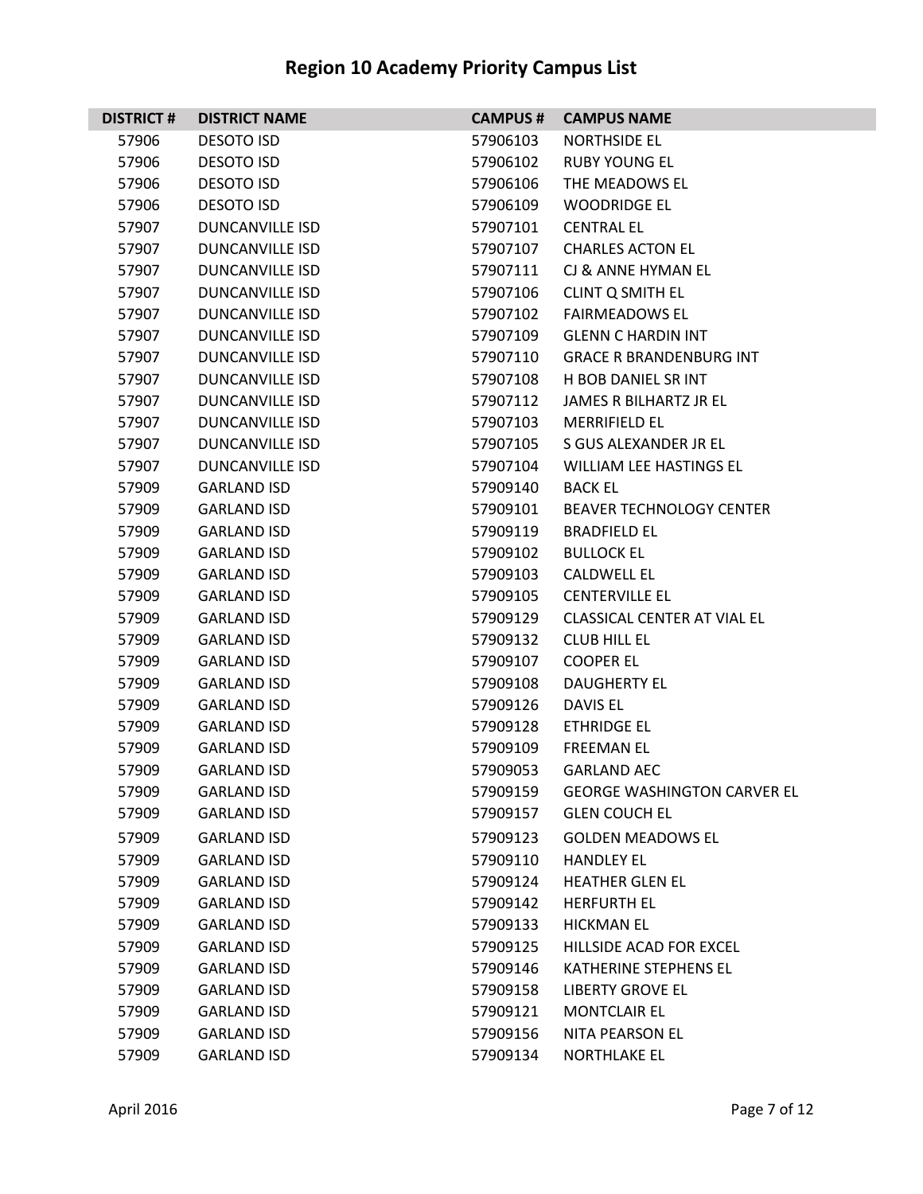# Region 10 Academy Priority Campus List

| DISTRICT # | DISTRICT NAME | CAMPUS # | CAMPUS NAME |
|---|---|---|---|
| 57906 | DESOTO ISD | 57906103 | NORTHSIDE EL |
| 57906 | DESOTO ISD | 57906102 | RUBY YOUNG EL |
| 57906 | DESOTO ISD | 57906106 | THE MEADOWS EL |
| 57906 | DESOTO ISD | 57906109 | WOODRIDGE EL |
| 57907 | DUNCANVILLE ISD | 57907101 | CENTRAL EL |
| 57907 | DUNCANVILLE ISD | 57907107 | CHARLES ACTON EL |
| 57907 | DUNCANVILLE ISD | 57907111 | CJ & ANNE HYMAN EL |
| 57907 | DUNCANVILLE ISD | 57907106 | CLINT Q SMITH EL |
| 57907 | DUNCANVILLE ISD | 57907102 | FAIRMEADOWS EL |
| 57907 | DUNCANVILLE ISD | 57907109 | GLENN C HARDIN INT |
| 57907 | DUNCANVILLE ISD | 57907110 | GRACE R BRANDENBURG INT |
| 57907 | DUNCANVILLE ISD | 57907108 | H BOB DANIEL SR INT |
| 57907 | DUNCANVILLE ISD | 57907112 | JAMES R BILHARTZ JR EL |
| 57907 | DUNCANVILLE ISD | 57907103 | MERRIFIELD EL |
| 57907 | DUNCANVILLE ISD | 57907105 | S GUS ALEXANDER JR EL |
| 57907 | DUNCANVILLE ISD | 57907104 | WILLIAM LEE HASTINGS EL |
| 57909 | GARLAND ISD | 57909140 | BACK EL |
| 57909 | GARLAND ISD | 57909101 | BEAVER TECHNOLOGY CENTER |
| 57909 | GARLAND ISD | 57909119 | BRADFIELD EL |
| 57909 | GARLAND ISD | 57909102 | BULLOCK EL |
| 57909 | GARLAND ISD | 57909103 | CALDWELL EL |
| 57909 | GARLAND ISD | 57909105 | CENTERVILLE EL |
| 57909 | GARLAND ISD | 57909129 | CLASSICAL CENTER AT VIAL EL |
| 57909 | GARLAND ISD | 57909132 | CLUB HILL EL |
| 57909 | GARLAND ISD | 57909107 | COOPER EL |
| 57909 | GARLAND ISD | 57909108 | DAUGHERTY EL |
| 57909 | GARLAND ISD | 57909126 | DAVIS EL |
| 57909 | GARLAND ISD | 57909128 | ETHRIDGE EL |
| 57909 | GARLAND ISD | 57909109 | FREEMAN EL |
| 57909 | GARLAND ISD | 57909053 | GARLAND AEC |
| 57909 | GARLAND ISD | 57909159 | GEORGE WASHINGTON CARVER EL |
| 57909 | GARLAND ISD | 57909157 | GLEN COUCH EL |
| 57909 | GARLAND ISD | 57909123 | GOLDEN MEADOWS EL |
| 57909 | GARLAND ISD | 57909110 | HANDLEY EL |
| 57909 | GARLAND ISD | 57909124 | HEATHER GLEN EL |
| 57909 | GARLAND ISD | 57909142 | HERFURTH EL |
| 57909 | GARLAND ISD | 57909133 | HICKMAN EL |
| 57909 | GARLAND ISD | 57909125 | HILLSIDE ACAD FOR EXCEL |
| 57909 | GARLAND ISD | 57909146 | KATHERINE STEPHENS EL |
| 57909 | GARLAND ISD | 57909158 | LIBERTY GROVE EL |
| 57909 | GARLAND ISD | 57909121 | MONTCLAIR EL |
| 57909 | GARLAND ISD | 57909156 | NITA PEARSON EL |
| 57909 | GARLAND ISD | 57909134 | NORTHLAKE EL |

April 2016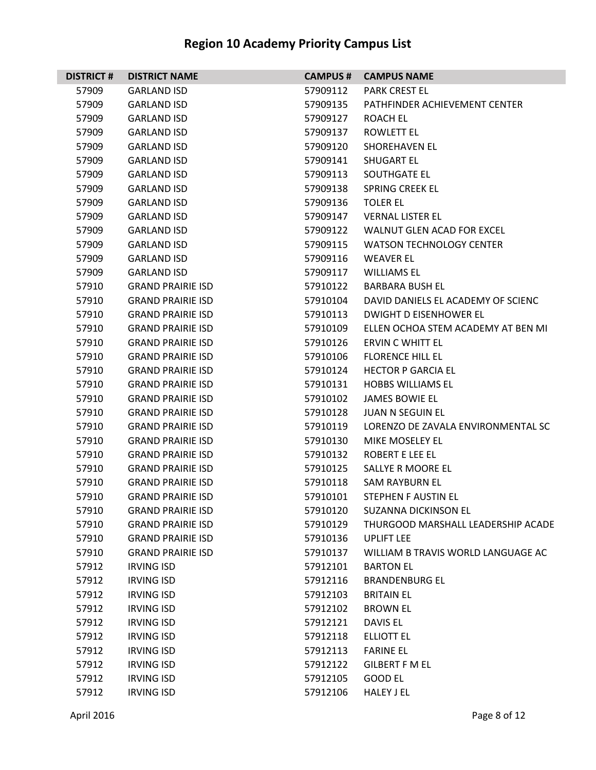# Region 10 Academy Priority Campus List

| DISTRICT # | DISTRICT NAME | CAMPUS # | CAMPUS NAME |
|---|---|---|---|
| 57909 | GARLAND ISD | 57909112 | PARK CREST EL |
| 57909 | GARLAND ISD | 57909135 | PATHFINDER ACHIEVEMENT CENTER |
| 57909 | GARLAND ISD | 57909127 | ROACH EL |
| 57909 | GARLAND ISD | 57909137 | ROWLETT EL |
| 57909 | GARLAND ISD | 57909120 | SHOREHAVEN EL |
| 57909 | GARLAND ISD | 57909141 | SHUGART EL |
| 57909 | GARLAND ISD | 57909113 | SOUTHGATE EL |
| 57909 | GARLAND ISD | 57909138 | SPRING CREEK EL |
| 57909 | GARLAND ISD | 57909136 | TOLER EL |
| 57909 | GARLAND ISD | 57909147 | VERNAL LISTER EL |
| 57909 | GARLAND ISD | 57909122 | WALNUT GLEN ACAD FOR EXCEL |
| 57909 | GARLAND ISD | 57909115 | WATSON TECHNOLOGY CENTER |
| 57909 | GARLAND ISD | 57909116 | WEAVER EL |
| 57909 | GARLAND ISD | 57909117 | WILLIAMS EL |
| 57910 | GRAND PRAIRIE ISD | 57910122 | BARBARA BUSH EL |
| 57910 | GRAND PRAIRIE ISD | 57910104 | DAVID DANIELS EL ACADEMY OF SCIENC |
| 57910 | GRAND PRAIRIE ISD | 57910113 | DWIGHT D EISENHOWER EL |
| 57910 | GRAND PRAIRIE ISD | 57910109 | ELLEN OCHOA STEM ACADEMY AT BEN MI |
| 57910 | GRAND PRAIRIE ISD | 57910126 | ERVIN C WHITT EL |
| 57910 | GRAND PRAIRIE ISD | 57910106 | FLORENCE HILL EL |
| 57910 | GRAND PRAIRIE ISD | 57910124 | HECTOR P GARCIA EL |
| 57910 | GRAND PRAIRIE ISD | 57910131 | HOBBS WILLIAMS EL |
| 57910 | GRAND PRAIRIE ISD | 57910102 | JAMES BOWIE EL |
| 57910 | GRAND PRAIRIE ISD | 57910128 | JUAN N SEGUIN EL |
| 57910 | GRAND PRAIRIE ISD | 57910119 | LORENZO DE ZAVALA ENVIRONMENTAL SC |
| 57910 | GRAND PRAIRIE ISD | 57910130 | MIKE MOSELEY EL |
| 57910 | GRAND PRAIRIE ISD | 57910132 | ROBERT E LEE EL |
| 57910 | GRAND PRAIRIE ISD | 57910125 | SALLYE R MOORE EL |
| 57910 | GRAND PRAIRIE ISD | 57910118 | SAM RAYBURN EL |
| 57910 | GRAND PRAIRIE ISD | 57910101 | STEPHEN F AUSTIN EL |
| 57910 | GRAND PRAIRIE ISD | 57910120 | SUZANNA DICKINSON EL |
| 57910 | GRAND PRAIRIE ISD | 57910129 | THURGOOD MARSHALL LEADERSHIP ACADE |
| 57910 | GRAND PRAIRIE ISD | 57910136 | UPLIFT LEE |
| 57910 | GRAND PRAIRIE ISD | 57910137 | WILLIAM B TRAVIS WORLD LANGUAGE AC |
| 57912 | IRVING ISD | 57912101 | BARTON EL |
| 57912 | IRVING ISD | 57912116 | BRANDENBURG EL |
| 57912 | IRVING ISD | 57912103 | BRITAIN EL |
| 57912 | IRVING ISD | 57912102 | BROWN EL |
| 57912 | IRVING ISD | 57912121 | DAVIS EL |
| 57912 | IRVING ISD | 57912118 | ELLIOTT EL |
| 57912 | IRVING ISD | 57912113 | FARINE EL |
| 57912 | IRVING ISD | 57912122 | GILBERT F M EL |
| 57912 | IRVING ISD | 57912105 | GOOD EL |
| 57912 | IRVING ISD | 57912106 | HALEY J EL |

April 2016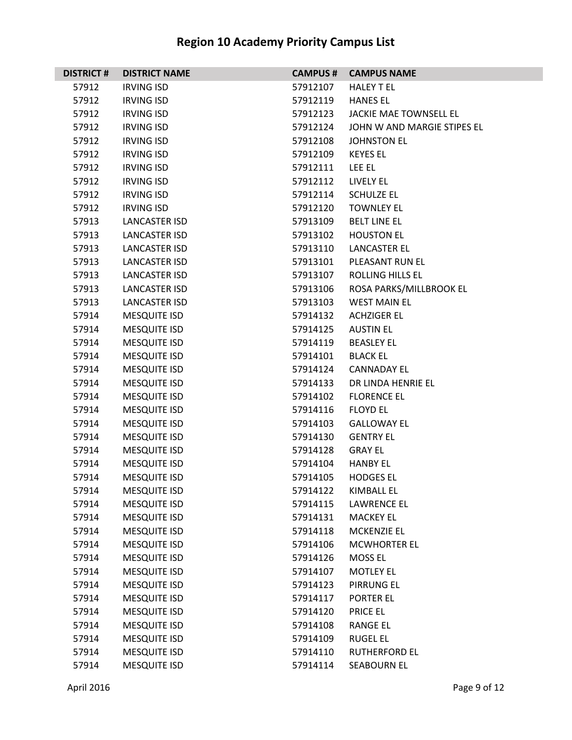# Region 10 Academy Priority Campus List

| DISTRICT # | DISTRICT NAME | CAMPUS # | CAMPUS NAME |
|---|---|---|---|
| 57912 | IRVING ISD | 57912107 | HALEY T EL |
| 57912 | IRVING ISD | 57912119 | HANES EL |
| 57912 | IRVING ISD | 57912123 | JACKIE MAE TOWNSELL EL |
| 57912 | IRVING ISD | 57912124 | JOHN W AND MARGIE STIPES EL |
| 57912 | IRVING ISD | 57912108 | JOHNSTON EL |
| 57912 | IRVING ISD | 57912109 | KEYES EL |
| 57912 | IRVING ISD | 57912111 | LEE EL |
| 57912 | IRVING ISD | 57912112 | LIVELY EL |
| 57912 | IRVING ISD | 57912114 | SCHULZE EL |
| 57912 | IRVING ISD | 57912120 | TOWNLEY EL |
| 57913 | LANCASTER ISD | 57913109 | BELT LINE EL |
| 57913 | LANCASTER ISD | 57913102 | HOUSTON EL |
| 57913 | LANCASTER ISD | 57913110 | LANCASTER EL |
| 57913 | LANCASTER ISD | 57913101 | PLEASANT RUN EL |
| 57913 | LANCASTER ISD | 57913107 | ROLLING HILLS EL |
| 57913 | LANCASTER ISD | 57913106 | ROSA PARKS/MILLBROOK EL |
| 57913 | LANCASTER ISD | 57913103 | WEST MAIN EL |
| 57914 | MESQUITE ISD | 57914132 | ACHZIGER EL |
| 57914 | MESQUITE ISD | 57914125 | AUSTIN EL |
| 57914 | MESQUITE ISD | 57914119 | BEASLEY EL |
| 57914 | MESQUITE ISD | 57914101 | BLACK EL |
| 57914 | MESQUITE ISD | 57914124 | CANNADAY EL |
| 57914 | MESQUITE ISD | 57914133 | DR LINDA HENRIE EL |
| 57914 | MESQUITE ISD | 57914102 | FLORENCE EL |
| 57914 | MESQUITE ISD | 57914116 | FLOYD EL |
| 57914 | MESQUITE ISD | 57914103 | GALLOWAY EL |
| 57914 | MESQUITE ISD | 57914130 | GENTRY EL |
| 57914 | MESQUITE ISD | 57914128 | GRAY EL |
| 57914 | MESQUITE ISD | 57914104 | HANBY EL |
| 57914 | MESQUITE ISD | 57914105 | HODGES EL |
| 57914 | MESQUITE ISD | 57914122 | KIMBALL EL |
| 57914 | MESQUITE ISD | 57914115 | LAWRENCE EL |
| 57914 | MESQUITE ISD | 57914131 | MACKEY EL |
| 57914 | MESQUITE ISD | 57914118 | MCKENZIE EL |
| 57914 | MESQUITE ISD | 57914106 | MCWHORTER EL |
| 57914 | MESQUITE ISD | 57914126 | MOSS EL |
| 57914 | MESQUITE ISD | 57914107 | MOTLEY EL |
| 57914 | MESQUITE ISD | 57914123 | PIRRUNG EL |
| 57914 | MESQUITE ISD | 57914117 | PORTER EL |
| 57914 | MESQUITE ISD | 57914120 | PRICE EL |
| 57914 | MESQUITE ISD | 57914108 | RANGE EL |
| 57914 | MESQUITE ISD | 57914109 | RUGEL EL |
| 57914 | MESQUITE ISD | 57914110 | RUTHERFORD EL |
| 57914 | MESQUITE ISD | 57914114 | SEABOURN EL |

April 2016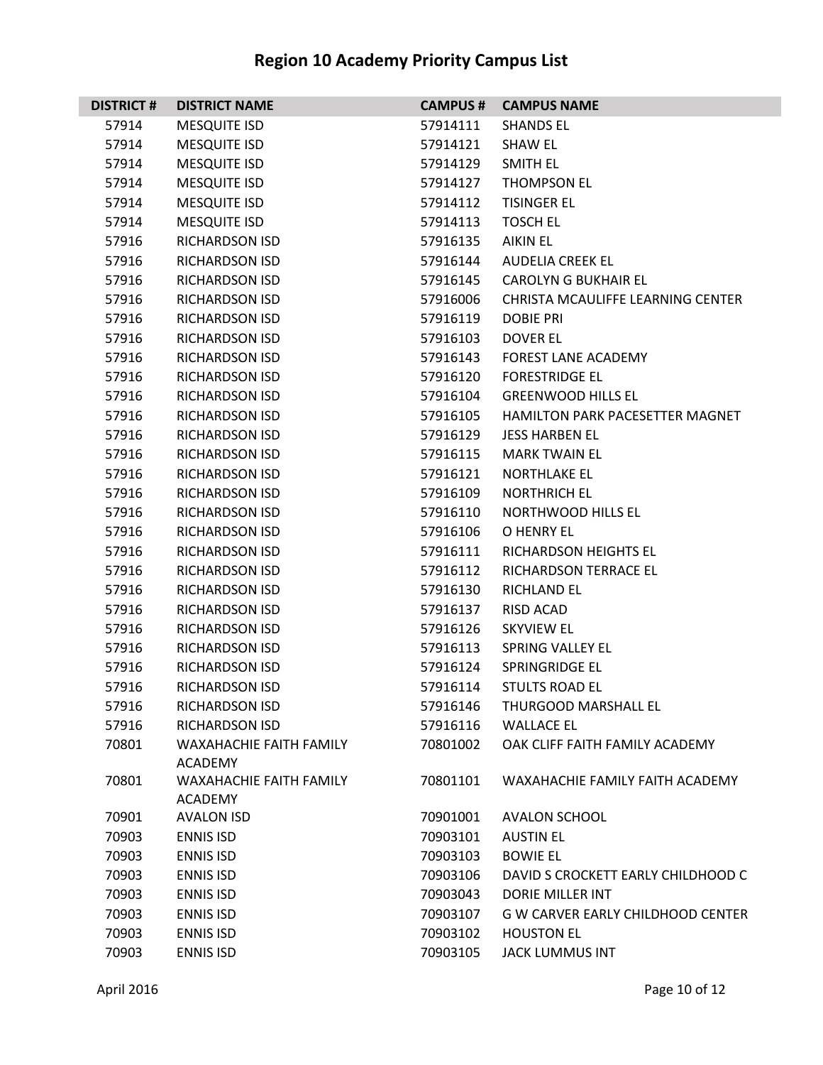# Region 10 Academy Priority Campus List

| DISTRICT # | DISTRICT NAME | CAMPUS # | CAMPUS NAME |
|---|---|---|---|
| 57914 | MESQUITE ISD | 57914111 | SHANDS EL |
| 57914 | MESQUITE ISD | 57914121 | SHAW EL |
| 57914 | MESQUITE ISD | 57914129 | SMITH EL |
| 57914 | MESQUITE ISD | 57914127 | THOMPSON EL |
| 57914 | MESQUITE ISD | 57914112 | TISINGER EL |
| 57914 | MESQUITE ISD | 57914113 | TOSCH EL |
| 57916 | RICHARDSON ISD | 57916135 | AIKIN EL |
| 57916 | RICHARDSON ISD | 57916144 | AUDELIA CREEK EL |
| 57916 | RICHARDSON ISD | 57916145 | CAROLYN G BUKHAIR EL |
| 57916 | RICHARDSON ISD | 57916006 | CHRISTA MCAULIFFE LEARNING CENTER |
| 57916 | RICHARDSON ISD | 57916119 | DOBIE PRI |
| 57916 | RICHARDSON ISD | 57916103 | DOVER EL |
| 57916 | RICHARDSON ISD | 57916143 | FOREST LANE ACADEMY |
| 57916 | RICHARDSON ISD | 57916120 | FORESTRIDGE EL |
| 57916 | RICHARDSON ISD | 57916104 | GREENWOOD HILLS EL |
| 57916 | RICHARDSON ISD | 57916105 | HAMILTON PARK PACESETTER MAGNET |
| 57916 | RICHARDSON ISD | 57916129 | JESS HARBEN EL |
| 57916 | RICHARDSON ISD | 57916115 | MARK TWAIN EL |
| 57916 | RICHARDSON ISD | 57916121 | NORTHLAKE EL |
| 57916 | RICHARDSON ISD | 57916109 | NORTHRICH EL |
| 57916 | RICHARDSON ISD | 57916110 | NORTHWOOD HILLS EL |
| 57916 | RICHARDSON ISD | 57916106 | O HENRY EL |
| 57916 | RICHARDSON ISD | 57916111 | RICHARDSON HEIGHTS EL |
| 57916 | RICHARDSON ISD | 57916112 | RICHARDSON TERRACE EL |
| 57916 | RICHARDSON ISD | 57916130 | RICHLAND EL |
| 57916 | RICHARDSON ISD | 57916137 | RISD ACAD |
| 57916 | RICHARDSON ISD | 57916126 | SKYVIEW EL |
| 57916 | RICHARDSON ISD | 57916113 | SPRING VALLEY EL |
| 57916 | RICHARDSON ISD | 57916124 | SPRINGRIDGE EL |
| 57916 | RICHARDSON ISD | 57916114 | STULTS ROAD EL |
| 57916 | RICHARDSON ISD | 57916146 | THURGOOD MARSHALL EL |
| 57916 | RICHARDSON ISD | 57916116 | WALLACE EL |
| 70801 | WAXAHACHIE FAITH FAMILY ACADEMY | 70801002 | OAK CLIFF FAITH FAMILY ACADEMY |
| 70801 | WAXAHACHIE FAITH FAMILY ACADEMY | 70801101 | WAXAHACHIE FAMILY FAITH ACADEMY |
| 70901 | AVALON ISD | 70901001 | AVALON SCHOOL |
| 70903 | ENNIS ISD | 70903101 | AUSTIN EL |
| 70903 | ENNIS ISD | 70903103 | BOWIE EL |
| 70903 | ENNIS ISD | 70903106 | DAVID S CROCKETT EARLY CHILDHOOD C |
| 70903 | ENNIS ISD | 70903043 | DORIE MILLER INT |
| 70903 | ENNIS ISD | 70903107 | G W CARVER EARLY CHILDHOOD CENTER |
| 70903 | ENNIS ISD | 70903102 | HOUSTON EL |
| 70903 | ENNIS ISD | 70903105 | JACK LUMMUS INT |

April 2016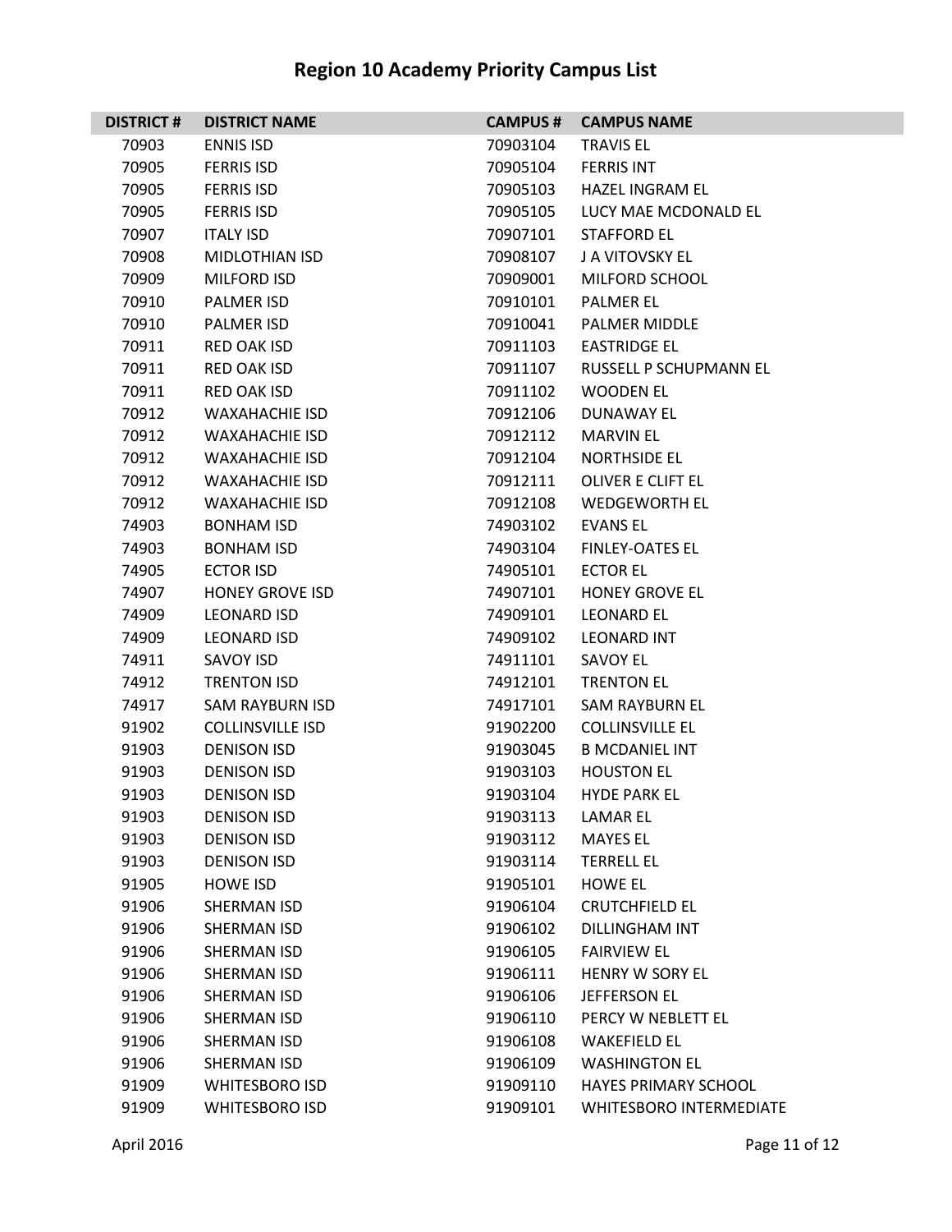# Region 10 Academy Priority Campus List

| DISTRICT # | DISTRICT NAME | CAMPUS # | CAMPUS NAME |
|---|---|---|---|
| 70903 | ENNIS ISD | 70903104 | TRAVIS EL |
| 70905 | FERRIS ISD | 70905104 | FERRIS INT |
| 70905 | FERRIS ISD | 70905103 | HAZEL INGRAM EL |
| 70905 | FERRIS ISD | 70905105 | LUCY MAE MCDONALD EL |
| 70907 | ITALY ISD | 70907101 | STAFFORD EL |
| 70908 | MIDLOTHIAN ISD | 70908107 | J A VITOVSKY EL |
| 70909 | MILFORD ISD | 70909001 | MILFORD SCHOOL |
| 70910 | PALMER ISD | 70910101 | PALMER EL |
| 70910 | PALMER ISD | 70910041 | PALMER MIDDLE |
| 70911 | RED OAK ISD | 70911103 | EASTRIDGE EL |
| 70911 | RED OAK ISD | 70911107 | RUSSELL P SCHUPMANN EL |
| 70911 | RED OAK ISD | 70911102 | WOODEN EL |
| 70912 | WAXAHACHIE ISD | 70912106 | DUNAWAY EL |
| 70912 | WAXAHACHIE ISD | 70912112 | MARVIN EL |
| 70912 | WAXAHACHIE ISD | 70912104 | NORTHSIDE EL |
| 70912 | WAXAHACHIE ISD | 70912111 | OLIVER E CLIFT EL |
| 70912 | WAXAHACHIE ISD | 70912108 | WEDGEWORTH EL |
| 74903 | BONHAM ISD | 74903102 | EVANS EL |
| 74903 | BONHAM ISD | 74903104 | FINLEY-OATES EL |
| 74905 | ECTOR ISD | 74905101 | ECTOR EL |
| 74907 | HONEY GROVE ISD | 74907101 | HONEY GROVE EL |
| 74909 | LEONARD ISD | 74909101 | LEONARD EL |
| 74909 | LEONARD ISD | 74909102 | LEONARD INT |
| 74911 | SAVOY ISD | 74911101 | SAVOY EL |
| 74912 | TRENTON ISD | 74912101 | TRENTON EL |
| 74917 | SAM RAYBURN ISD | 74917101 | SAM RAYBURN EL |
| 91902 | COLLINSVILLE ISD | 91902200 | COLLINSVILLE EL |
| 91903 | DENISON ISD | 91903045 | B MCDANIEL INT |
| 91903 | DENISON ISD | 91903103 | HOUSTON EL |
| 91903 | DENISON ISD | 91903104 | HYDE PARK EL |
| 91903 | DENISON ISD | 91903113 | LAMAR EL |
| 91903 | DENISON ISD | 91903112 | MAYES EL |
| 91903 | DENISON ISD | 91903114 | TERRELL EL |
| 91905 | HOWE ISD | 91905101 | HOWE EL |
| 91906 | SHERMAN ISD | 91906104 | CRUTCHFIELD EL |
| 91906 | SHERMAN ISD | 91906102 | DILLINGHAM INT |
| 91906 | SHERMAN ISD | 91906105 | FAIRVIEW EL |
| 91906 | SHERMAN ISD | 91906111 | HENRY W SORY EL |
| 91906 | SHERMAN ISD | 91906106 | JEFFERSON EL |
| 91906 | SHERMAN ISD | 91906110 | PERCY W NEBLETT EL |
| 91906 | SHERMAN ISD | 91906108 | WAKEFIELD EL |
| 91906 | SHERMAN ISD | 91906109 | WASHINGTON EL |
| 91909 | WHITESBORO ISD | 91909110 | HAYES PRIMARY SCHOOL |
| 91909 | WHITESBORO ISD | 91909101 | WHITESBORO INTERMEDIATE |

April 2016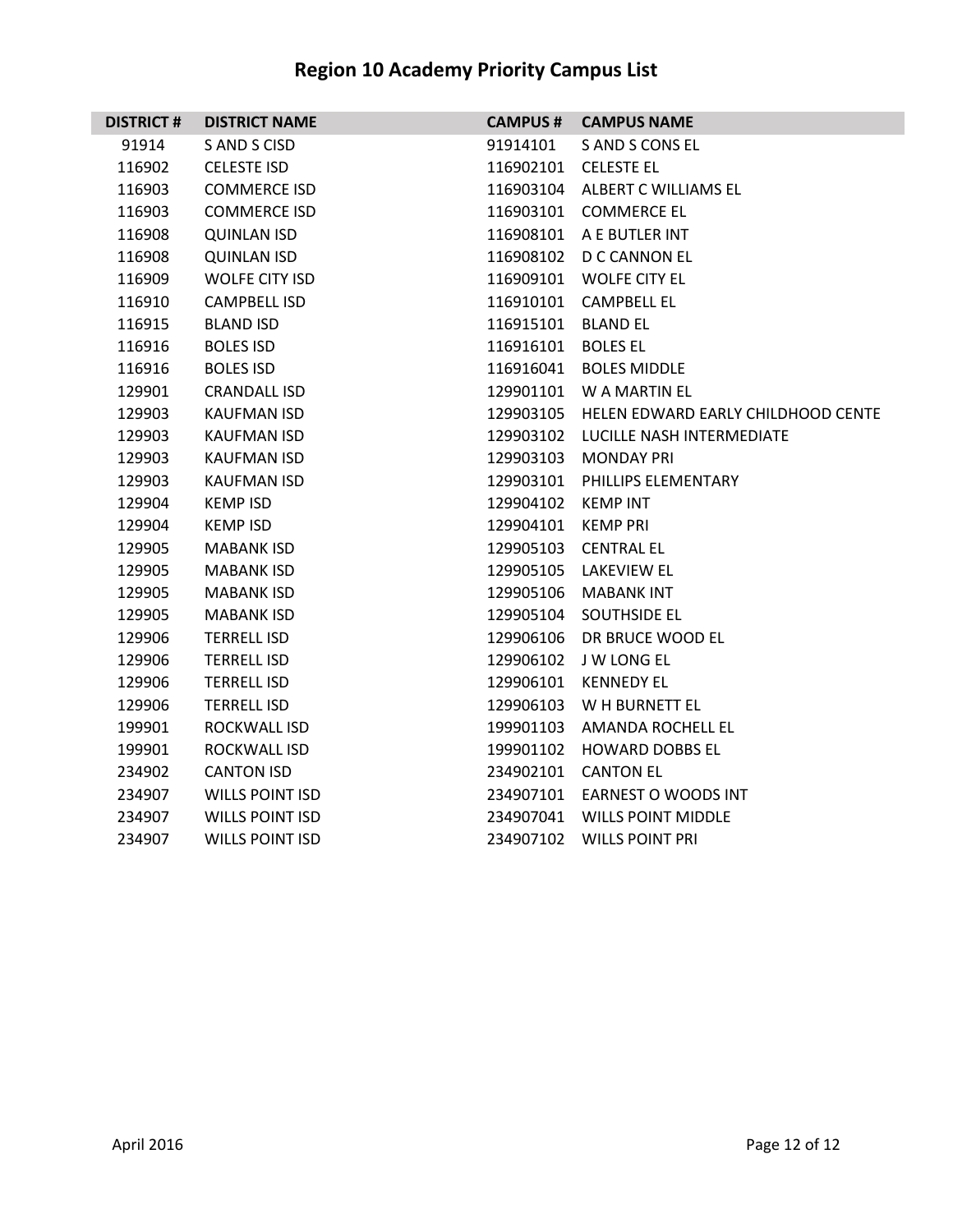# Region 10 Academy Priority Campus List

| DISTRICT # | DISTRICT NAME | CAMPUS # | CAMPUS NAME |
|---|---|---|---|
| 91914 | S AND S CISD | 91914101 | S AND S CONS EL |
| 116902 | CELESTE ISD | 116902101 | CELESTE EL |
| 116903 | COMMERCE ISD | 116903104 | ALBERT C WILLIAMS EL |
| 116903 | COMMERCE ISD | 116903101 | COMMERCE EL |
| 116908 | QUINLAN ISD | 116908101 | A E BUTLER INT |
| 116908 | QUINLAN ISD | 116908102 | D C CANNON EL |
| 116909 | WOLFE CITY ISD | 116909101 | WOLFE CITY EL |
| 116910 | CAMPBELL ISD | 116910101 | CAMPBELL EL |
| 116915 | BLAND ISD | 116915101 | BLAND EL |
| 116916 | BOLES ISD | 116916101 | BOLES EL |
| 116916 | BOLES ISD | 116916041 | BOLES MIDDLE |
| 129901 | CRANDALL ISD | 129901101 | W A MARTIN EL |
| 129903 | KAUFMAN ISD | 129903105 | HELEN EDWARD EARLY CHILDHOOD CENTE |
| 129903 | KAUFMAN ISD | 129903102 | LUCILLE NASH INTERMEDIATE |
| 129903 | KAUFMAN ISD | 129903103 | MONDAY PRI |
| 129903 | KAUFMAN ISD | 129903101 | PHILLIPS ELEMENTARY |
| 129904 | KEMP ISD | 129904102 | KEMP INT |
| 129904 | KEMP ISD | 129904101 | KEMP PRI |
| 129905 | MABANK ISD | 129905103 | CENTRAL EL |
| 129905 | MABANK ISD | 129905105 | LAKEVIEW EL |
| 129905 | MABANK ISD | 129905106 | MABANK INT |
| 129905 | MABANK ISD | 129905104 | SOUTHSIDE EL |
| 129906 | TERRELL ISD | 129906106 | DR BRUCE WOOD EL |
| 129906 | TERRELL ISD | 129906102 | J W LONG EL |
| 129906 | TERRELL ISD | 129906101 | KENNEDY EL |
| 129906 | TERRELL ISD | 129906103 | W H BURNETT EL |
| 199901 | ROCKWALL ISD | 199901103 | AMANDA ROCHELL EL |
| 199901 | ROCKWALL ISD | 199901102 | HOWARD DOBBS EL |
| 234902 | CANTON ISD | 234902101 | CANTON EL |
| 234907 | WILLS POINT ISD | 234907101 | EARNEST O WOODS INT |
| 234907 | WILLS POINT ISD | 234907041 | WILLS POINT MIDDLE |
| 234907 | WILLS POINT ISD | 234907102 | WILLS POINT PRI |

April 2016